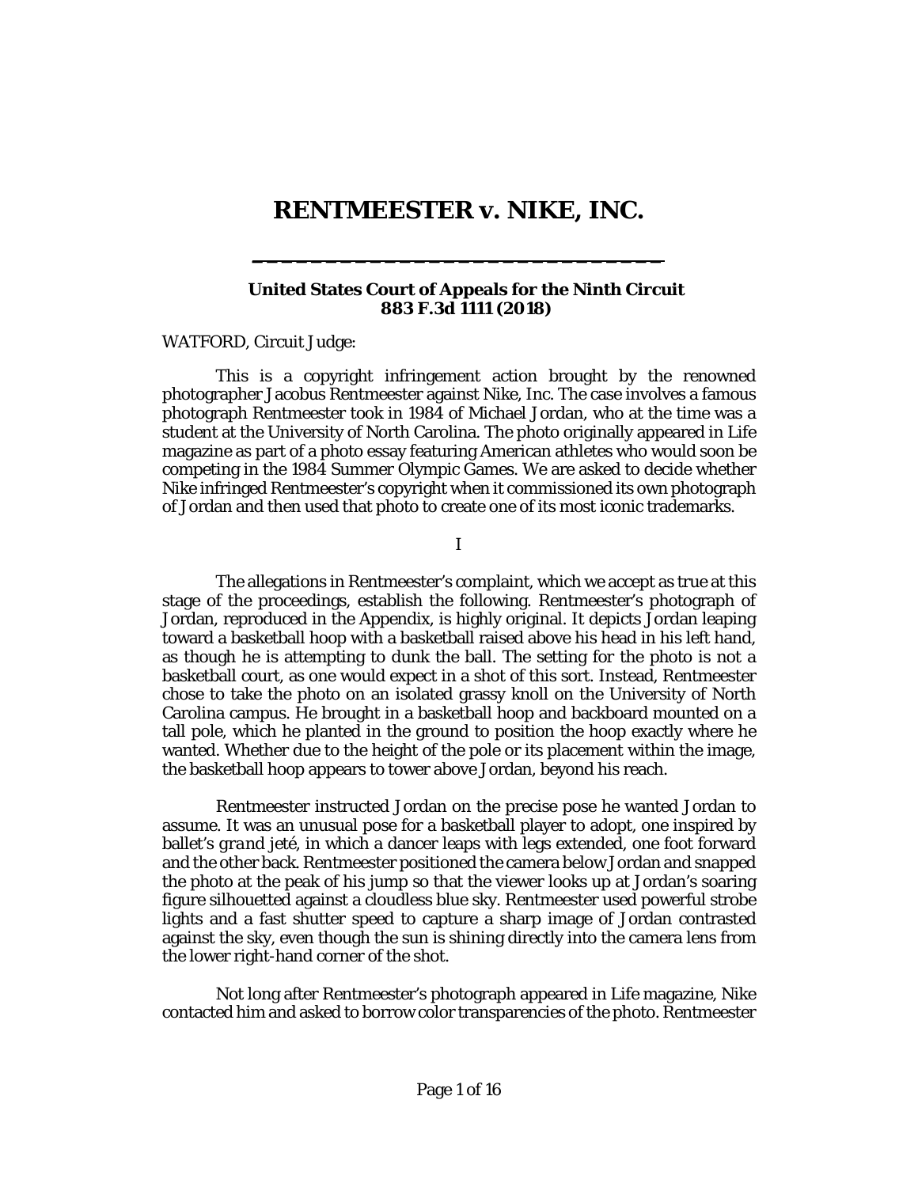# RENTMEESTER v. NIKE, INC.

**United States Court of Appeals for the Ninth Circuit**
**883 F.3d 1111 (2018)**

WATFORD, Circuit Judge:

This is a copyright infringement action brought by the renowned photographer Jacobus Rentmeester against Nike, Inc. The case involves a famous photograph Rentmeester took in 1984 of Michael Jordan, who at the time was a student at the University of North Carolina. The photo originally appeared in Life magazine as part of a photo essay featuring American athletes who would soon be competing in the 1984 Summer Olympic Games. We are asked to decide whether Nike infringed Rentmeester's copyright when it commissioned its own photograph of Jordan and then used that photo to create one of its most iconic trademarks.

I

The allegations in Rentmeester's complaint, which we accept as true at this stage of the proceedings, establish the following. Rentmeester's photograph of Jordan, reproduced in the Appendix, is highly original. It depicts Jordan leaping toward a basketball hoop with a basketball raised above his head in his left hand, as though he is attempting to dunk the ball. The setting for the photo is not a basketball court, as one would expect in a shot of this sort. Instead, Rentmeester chose to take the photo on an isolated grassy knoll on the University of North Carolina campus. He brought in a basketball hoop and backboard mounted on a tall pole, which he planted in the ground to position the hoop exactly where he wanted. Whether due to the height of the pole or its placement within the image, the basketball hoop appears to tower above Jordan, beyond his reach.

Rentmeester instructed Jordan on the precise pose he wanted Jordan to assume. It was an unusual pose for a basketball player to adopt, one inspired by ballet's *grand jeté*, in which a dancer leaps with legs extended, one foot forward and the other back. Rentmeester positioned the camera below Jordan and snapped the photo at the peak of his jump so that the viewer looks up at Jordan's soaring figure silhouetted against a cloudless blue sky. Rentmeester used powerful strobe lights and a fast shutter speed to capture a sharp image of Jordan contrasted against the sky, even though the sun is shining directly into the camera lens from the lower right-hand corner of the shot.

Not long after Rentmeester's photograph appeared in Life magazine, Nike contacted him and asked to borrow color transparencies of the photo. Rentmeester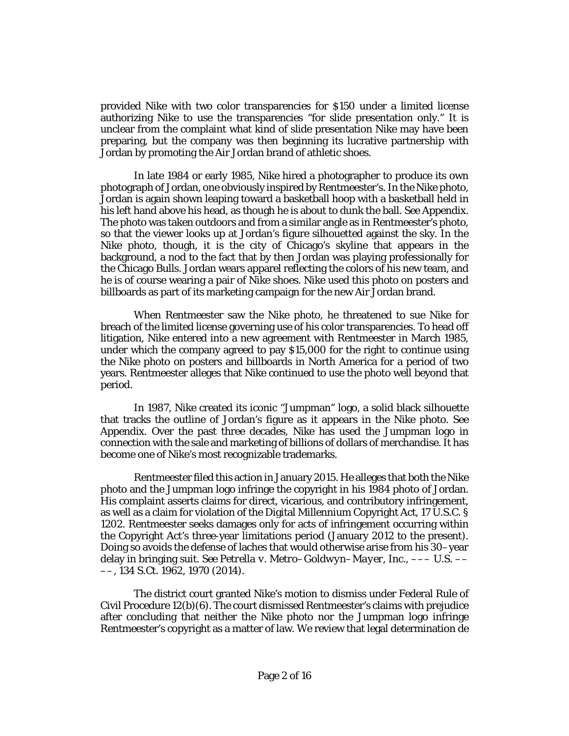provided Nike with two color transparencies for $150 under a limited license authorizing Nike to use the transparencies "for slide presentation only." It is unclear from the complaint what kind of slide presentation Nike may have been preparing, but the company was then beginning its lucrative partnership with Jordan by promoting the Air Jordan brand of athletic shoes.

In late 1984 or early 1985, Nike hired a photographer to produce its own photograph of Jordan, one obviously inspired by Rentmeester's. In the Nike photo, Jordan is again shown leaping toward a basketball hoop with a basketball held in his left hand above his head, as though he is about to dunk the ball. See Appendix. The photo was taken outdoors and from a similar angle as in Rentmeester's photo, so that the viewer looks up at Jordan's figure silhouetted against the sky. In the Nike photo, though, it is the city of Chicago's skyline that appears in the background, a nod to the fact that by then Jordan was playing professionally for the Chicago Bulls. Jordan wears apparel reflecting the colors of his new team, and he is of course wearing a pair of Nike shoes. Nike used this photo on posters and billboards as part of its marketing campaign for the new Air Jordan brand.

When Rentmeester saw the Nike photo, he threatened to sue Nike for breach of the limited license governing use of his color transparencies. To head off litigation, Nike entered into a new agreement with Rentmeester in March 1985, under which the company agreed to pay $15,000 for the right to continue using the Nike photo on posters and billboards in North America for a period of two years. Rentmeester alleges that Nike continued to use the photo well beyond that period.

In 1987, Nike created its iconic "Jumpman" logo, a solid black silhouette that tracks the outline of Jordan's figure as it appears in the Nike photo. See Appendix. Over the past three decades, Nike has used the Jumpman logo in connection with the sale and marketing of billions of dollars of merchandise. It has become one of Nike's most recognizable trademarks.

Rentmeester filed this action in January 2015. He alleges that both the Nike photo and the Jumpman logo infringe the copyright in his 1984 photo of Jordan. His complaint asserts claims for direct, vicarious, and contributory infringement, as well as a claim for violation of the Digital Millennium Copyright Act, 17 U.S.C. § 1202. Rentmeester seeks damages only for acts of infringement occurring within the Copyright Act's three-year limitations period (January 2012 to the present). Doing so avoids the defense of laches that would otherwise arise from his 30–year delay in bringing suit. See *Petrella v. Metro–Goldwyn–Mayer, Inc.*, ––– U.S. ––––, 134 S.Ct. 1962, 1970 (2014).

The district court granted Nike's motion to dismiss under Federal Rule of Civil Procedure 12(b)(6). The court dismissed Rentmeester's claims with prejudice after concluding that neither the Nike photo nor the Jumpman logo infringe Rentmeester's copyright as a matter of law. We review that legal determination de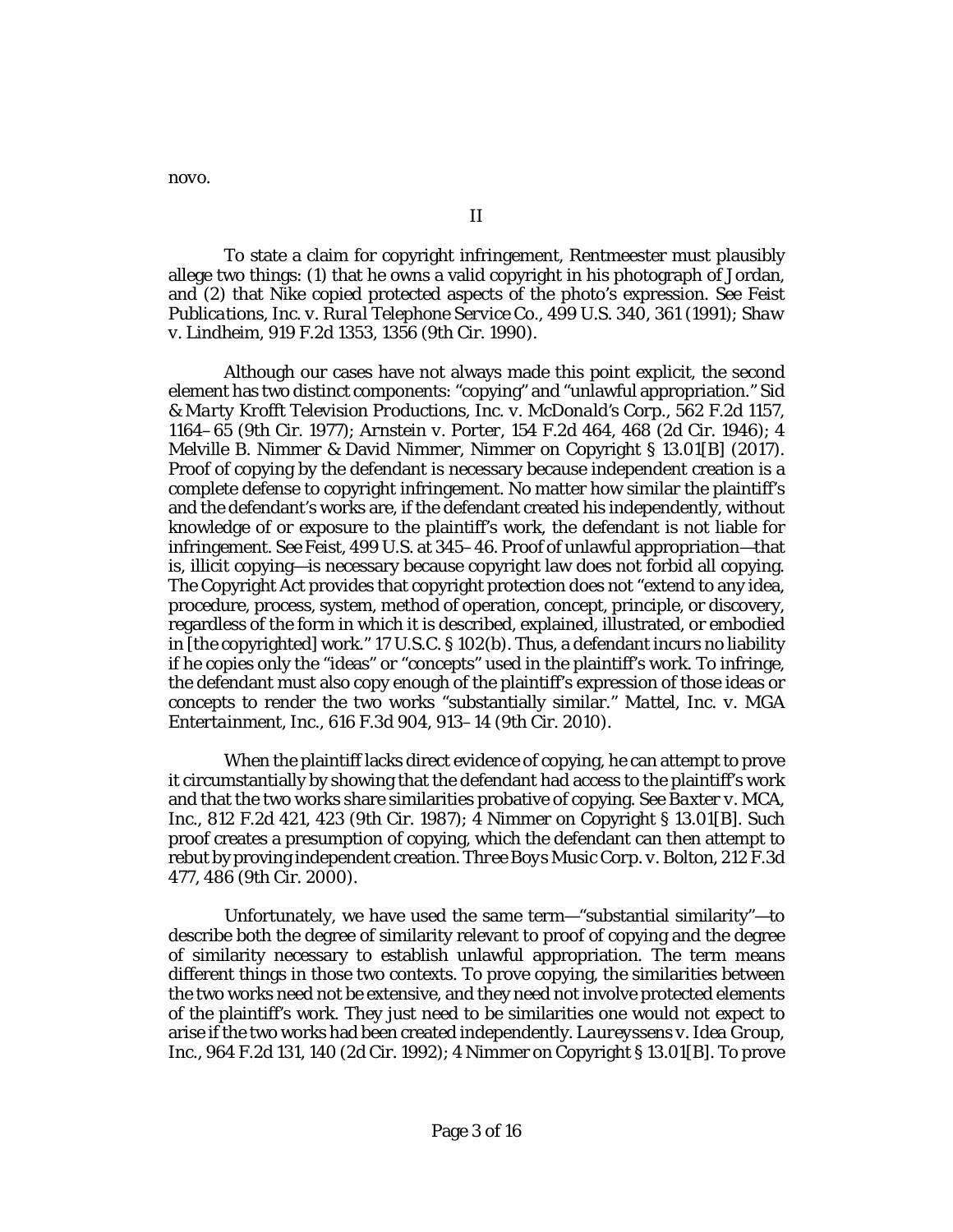novo.

## II

To state a claim for copyright infringement, Rentmeester must plausibly allege two things: (1) that he owns a valid copyright in his photograph of Jordan, and (2) that Nike copied protected aspects of the photo's expression. See *Feist Publications, Inc. v. Rural Telephone Service Co.*, 499 U.S. 340, 361 (1991); *Shaw v. Lindheim*, 919 F.2d 1353, 1356 (9th Cir. 1990).

Although our cases have not always made this point explicit, the second element has two distinct components: "copying" and "unlawful appropriation." *Sid & Marty Krofft Television Productions, Inc. v. McDonald's Corp.*, 562 F.2d 1157, 1164–65 (9th Cir. 1977); *Arnstein v. Porter*, 154 F.2d 464, 468 (2d Cir. 1946); 4 Melville B. Nimmer & David Nimmer, Nimmer on Copyright § 13.01[B] (2017). Proof of copying by the defendant is necessary because independent creation is a complete defense to copyright infringement. No matter how similar the plaintiff's and the defendant's works are, if the defendant created his independently, without knowledge of or exposure to the plaintiff's work, the defendant is not liable for infringement. See *Feist*, 499 U.S. at 345–46. Proof of unlawful appropriation—that is, illicit copying—is necessary because copyright law does not forbid all copying. The Copyright Act provides that copyright protection does not "extend to any idea, procedure, process, system, method of operation, concept, principle, or discovery, regardless of the form in which it is described, explained, illustrated, or embodied in [the copyrighted] work." 17 U.S.C. § 102(b). Thus, a defendant incurs no liability if he copies only the "ideas" or "concepts" used in the plaintiff's work. To infringe, the defendant must also copy enough of the plaintiff's expression of those ideas or concepts to render the two works "substantially similar." *Mattel, Inc. v. MGA Entertainment, Inc.*, 616 F.3d 904, 913–14 (9th Cir. 2010).

When the plaintiff lacks direct evidence of copying, he can attempt to prove it circumstantially by showing that the defendant had access to the plaintiff's work and that the two works share similarities probative of copying. See *Baxter v. MCA, Inc.*, 812 F.2d 421, 423 (9th Cir. 1987); 4 Nimmer on Copyright § 13.01[B]. Such proof creates a presumption of copying, which the defendant can then attempt to rebut by proving independent creation. *Three Boys Music Corp. v. Bolton*, 212 F.3d 477, 486 (9th Cir. 2000).

Unfortunately, we have used the same term—"substantial similarity"—to describe both the degree of similarity relevant to proof of copying and the degree of similarity necessary to establish unlawful appropriation. The term means different things in those two contexts. To prove copying, the similarities between the two works need not be extensive, and they need not involve protected elements of the plaintiff's work. They just need to be similarities one would not expect to arise if the two works had been created independently. *Laureyssens v. Idea Group, Inc.*, 964 F.2d 131, 140 (2d Cir. 1992); 4 Nimmer on Copyright § 13.01[B]. To prove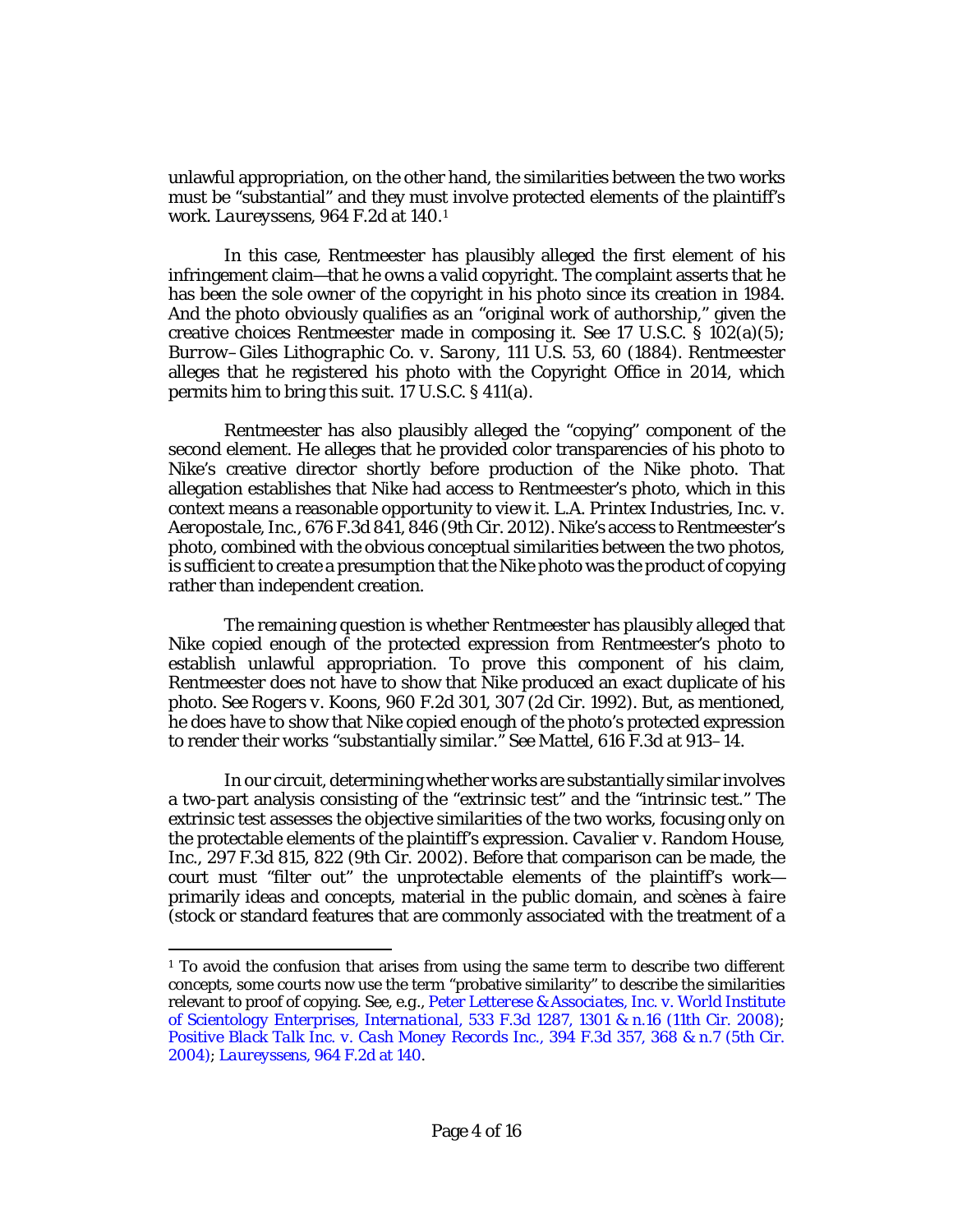unlawful appropriation, on the other hand, the similarities between the two works must be "substantial" and they must involve protected elements of the plaintiff's work. *Laureyssens*, 964 F.2d at 140.[1]

In this case, Rentmeester has plausibly alleged the first element of his infringement claim—that he owns a valid copyright. The complaint asserts that he has been the sole owner of the copyright in his photo since its creation in 1984. And the photo obviously qualifies as an "original work of authorship," given the creative choices Rentmeester made in composing it. See 17 U.S.C. § 102(a)(5); *Burrow–Giles Lithographic Co. v. Sarony*, 111 U.S. 53, 60 (1884). Rentmeester alleges that he registered his photo with the Copyright Office in 2014, which permits him to bring this suit. 17 U.S.C. § 411(a).

Rentmeester has also plausibly alleged the "copying" component of the second element. He alleges that he provided color transparencies of his photo to Nike's creative director shortly before production of the Nike photo. That allegation establishes that Nike had access to Rentmeester's photo, which in this context means a reasonable opportunity to view it. *L.A. Printex Industries, Inc. v. Aeropostale, Inc.*, 676 F.3d 841, 846 (9th Cir. 2012). Nike's access to Rentmeester's photo, combined with the obvious conceptual similarities between the two photos, is sufficient to create a presumption that the Nike photo was the product of copying rather than independent creation.

The remaining question is whether Rentmeester has plausibly alleged that Nike copied enough of the protected expression from Rentmeester's photo to establish unlawful appropriation. To prove this component of his claim, Rentmeester does not have to show that Nike produced an exact duplicate of his photo. See *Rogers v. Koons*, 960 F.2d 301, 307 (2d Cir. 1992). But, as mentioned, he does have to show that Nike copied enough of the photo's protected expression to render their works "substantially similar." See *Mattel*, 616 F.3d at 913–14.

In our circuit, determining whether works are substantially similar involves a two-part analysis consisting of the "extrinsic test" and the "intrinsic test." The extrinsic test assesses the objective similarities of the two works, focusing only on the protectable elements of the plaintiff's expression. *Cavalier v. Random House, Inc.*, 297 F.3d 815, 822 (9th Cir. 2002). Before that comparison can be made, the court must "filter out" the unprotectable elements of the plaintiff's work—primarily ideas and concepts, material in the public domain, and *scènes à faire* (stock or standard features that are commonly associated with the treatment of a

---

[1] To avoid the confusion that arises from using the same term to describe two different concepts, some courts now use the term "probative similarity" to describe the similarities relevant to proof of copying. See, e.g., *Peter Letterese & Associates, Inc. v. World Institute of Scientology Enterprises, International*, 533 F.3d 1287, 1301 & n.16 (11th Cir. 2008); *Positive Black Talk Inc. v. Cash Money Records Inc.*, 394 F.3d 357, 368 & n.7 (5th Cir. 2004); *Laureyssens*, 964 F.2d at 140.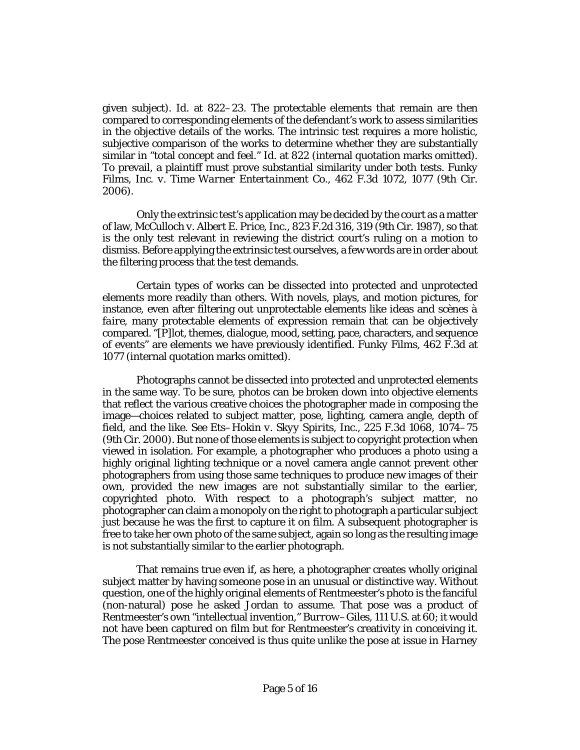given subject). Id. at 822–23. The protectable elements that remain are then compared to corresponding elements of the defendant's work to assess similarities in the objective details of the works. The intrinsic test requires a more holistic, subjective comparison of the works to determine whether they are substantially similar in "total concept and feel." Id. at 822 (internal quotation marks omitted). To prevail, a plaintiff must prove substantial similarity under both tests. *Funky Films, Inc. v. Time Warner Entertainment Co.*, 462 F.3d 1072, 1077 (9th Cir. 2006).

Only the extrinsic test's application may be decided by the court as a matter of law, *McCulloch v. Albert E. Price, Inc.*, 823 F.2d 316, 319 (9th Cir. 1987), so that is the only test relevant in reviewing the district court's ruling on a motion to dismiss. Before applying the extrinsic test ourselves, a few words are in order about the filtering process that the test demands.

Certain types of works can be dissected into protected and unprotected elements more readily than others. With novels, plays, and motion pictures, for instance, even after filtering out unprotectable elements like ideas and *scènes à faire*, many protectable elements of expression remain that can be objectively compared. "[P]lot, themes, dialogue, mood, setting, pace, characters, and sequence of events" are elements we have previously identified. *Funky Films*, 462 F.3d at 1077 (internal quotation marks omitted).

Photographs cannot be dissected into protected and unprotected elements in the same way. To be sure, photos can be broken down into objective elements that reflect the various creative choices the photographer made in composing the image—choices related to subject matter, pose, lighting, camera angle, depth of field, and the like. See *Ets–Hokin v. Skyy Spirits, Inc.*, 225 F.3d 1068, 1074–75 (9th Cir. 2000). But none of those elements is subject to copyright protection when viewed in isolation. For example, a photographer who produces a photo using a highly original lighting technique or a novel camera angle cannot prevent other photographers from using those same techniques to produce new images of their own, provided the new images are not substantially similar to the earlier, copyrighted photo. With respect to a photograph's subject matter, no photographer can claim a monopoly on the right to photograph a particular subject just because he was the first to capture it on film. A subsequent photographer is free to take her own photo of the same subject, again so long as the resulting image is not substantially similar to the earlier photograph.

That remains true even if, as here, a photographer creates wholly original subject matter by having someone pose in an unusual or distinctive way. Without question, one of the highly original elements of Rentmeester's photo is the fanciful (non-natural) pose he asked Jordan to assume. That pose was a product of Rentmeester's own "intellectual invention," *Burrow–Giles*, 111 U.S. at 60; it would not have been captured on film but for Rentmeester's creativity in conceiving it. The pose Rentmeester conceived is thus quite unlike the pose at issue in *Harney*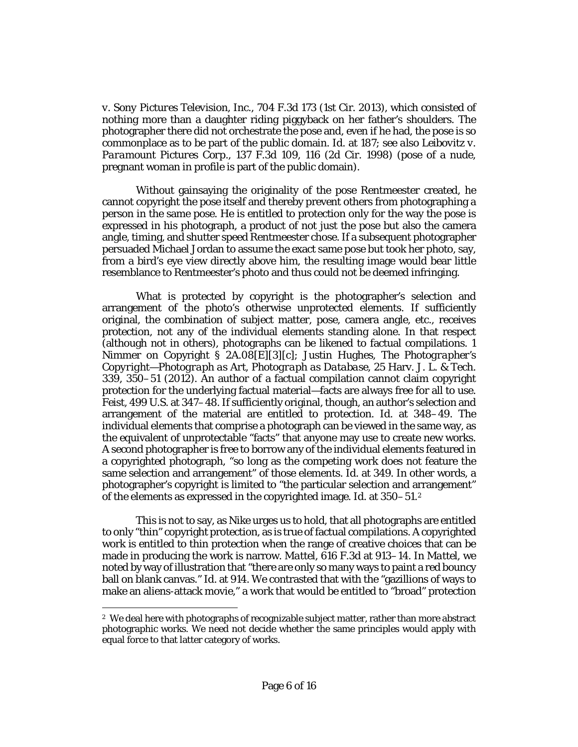*v. Sony Pictures Television, Inc.*, 704 F.3d 173 (1st Cir. 2013), which consisted of nothing more than a daughter riding piggyback on her father's shoulders. The photographer there did not orchestrate the pose and, even if he had, the pose is so commonplace as to be part of the public domain. *Id.* at 187; *see also Leibovitz v. Paramount Pictures Corp.*, 137 F.3d 109, 116 (2d Cir. 1998) (pose of a nude, pregnant woman in profile is part of the public domain).

Without gainsaying the originality of the pose Rentmeester created, he cannot copyright the pose itself and thereby prevent others from photographing a person in the same pose. He is entitled to protection only for the way the pose is expressed in his photograph, a product of not just the pose but also the camera angle, timing, and shutter speed Rentmeester chose. If a subsequent photographer persuaded Michael Jordan to assume the exact same pose but took her photo, say, from a bird's eye view directly above him, the resulting image would bear little resemblance to Rentmeester's photo and thus could not be deemed infringing.

What is protected by copyright is the photographer's selection and arrangement of the photo's otherwise unprotected elements. If sufficiently original, the combination of subject matter, pose, camera angle, etc., receives protection, not any of the individual elements standing alone. In that respect (although not in others), photographs can be likened to factual compilations. 1 Nimmer on Copyright § 2A.08[E][3][c]; Justin Hughes, *The Photographer's Copyright—Photograph as Art, Photograph as Database*, 25 Harv. J. L. & Tech. 339, 350–51 (2012). An author of a factual compilation cannot claim copyright protection for the underlying factual material—facts are always free for all to use. *Feist*, 499 U.S. at 347–48. If sufficiently original, though, an author's selection and arrangement of the material are entitled to protection. *Id.* at 348–49. The individual elements that comprise a photograph can be viewed in the same way, as the equivalent of unprotectable "facts" that anyone may use to create new works. A second photographer is free to borrow any of the individual elements featured in a copyrighted photograph, "so long as the competing work does not feature the same selection and arrangement" of those elements. *Id.* at 349. In other words, a photographer's copyright is limited to "the particular selection and arrangement" of the elements as expressed in the copyrighted image. *Id.* at 350–51.[2]

This is not to say, as Nike urges us to hold, that all photographs are entitled to only "thin" copyright protection, as is true of factual compilations. A copyrighted work is entitled to thin protection when the range of creative choices that can be made in producing the work is narrow. *Mattel*, 616 F.3d at 913–14. In *Mattel*, we noted by way of illustration that "there are only so many ways to paint a red bouncy ball on blank canvas." *Id.* at 914. We contrasted that with the "gazillions of ways to make an aliens-attack movie," a work that would be entitled to "broad" protection

---

[2] We deal here with photographs of recognizable subject matter, rather than more abstract photographic works. We need not decide whether the same principles would apply with equal force to that latter category of works.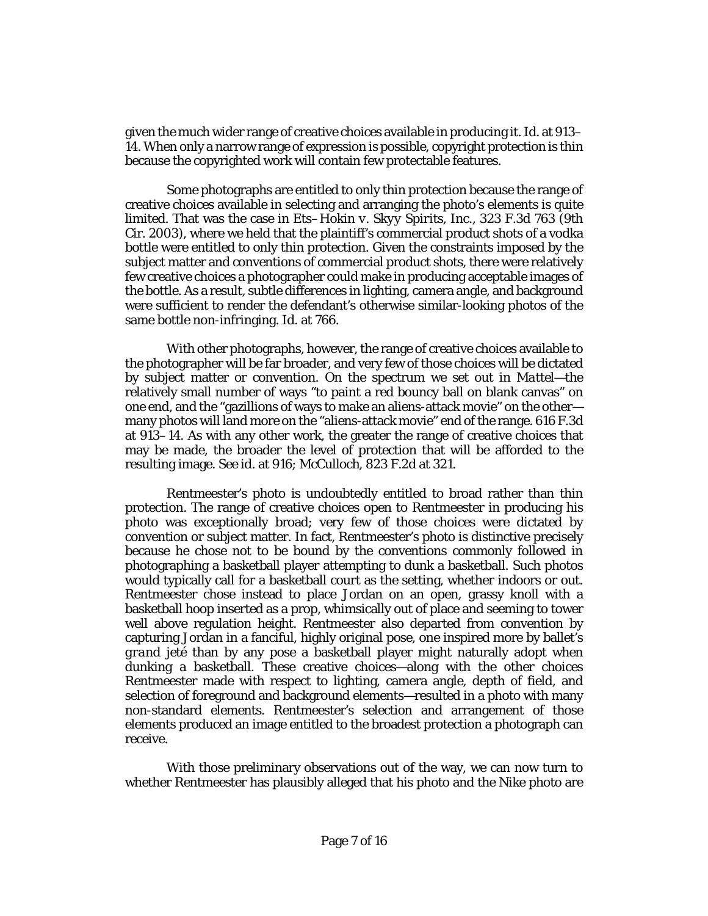given the much wider range of creative choices available in producing it. Id. at 913–14. When only a narrow range of expression is possible, copyright protection is thin because the copyrighted work will contain few protectable features.

Some photographs are entitled to only thin protection because the range of creative choices available in selecting and arranging the photo's elements is quite limited. That was the case in *Ets–Hokin v. Skyy Spirits, Inc.*, 323 F.3d 763 (9th Cir. 2003), where we held that the plaintiff's commercial product shots of a vodka bottle were entitled to only thin protection. Given the constraints imposed by the subject matter and conventions of commercial product shots, there were relatively few creative choices a photographer could make in producing acceptable images of the bottle. As a result, subtle differences in lighting, camera angle, and background were sufficient to render the defendant's otherwise similar-looking photos of the same bottle non-infringing. Id. at 766.

With other photographs, however, the range of creative choices available to the photographer will be far broader, and very few of those choices will be dictated by subject matter or convention. On the spectrum we set out in *Mattel*—the relatively small number of ways "to paint a red bouncy ball on blank canvas" on one end, and the "gazillions of ways to make an aliens-attack movie" on the other—many photos will land more on the "aliens-attack movie" end of the range. 616 F.3d at 913–14. As with any other work, the greater the range of creative choices that may be made, the broader the level of protection that will be afforded to the resulting image. See id. at 916; *McCulloch*, 823 F.2d at 321.

Rentmeester's photo is undoubtedly entitled to broad rather than thin protection. The range of creative choices open to Rentmeester in producing his photo was exceptionally broad; very few of those choices were dictated by convention or subject matter. In fact, Rentmeester's photo is distinctive precisely because he chose not to be bound by the conventions commonly followed in photographing a basketball player attempting to dunk a basketball. Such photos would typically call for a basketball court as the setting, whether indoors or out. Rentmeester chose instead to place Jordan on an open, grassy knoll with a basketball hoop inserted as a prop, whimsically out of place and seeming to tower well above regulation height. Rentmeester also departed from convention by capturing Jordan in a fanciful, highly original pose, one inspired more by ballet's *grand jeté* than by any pose a basketball player might naturally adopt when dunking a basketball. These creative choices—along with the other choices Rentmeester made with respect to lighting, camera angle, depth of field, and selection of foreground and background elements—resulted in a photo with many non-standard elements. Rentmeester's selection and arrangement of those elements produced an image entitled to the broadest protection a photograph can receive.

With those preliminary observations out of the way, we can now turn to whether Rentmeester has plausibly alleged that his photo and the Nike photo are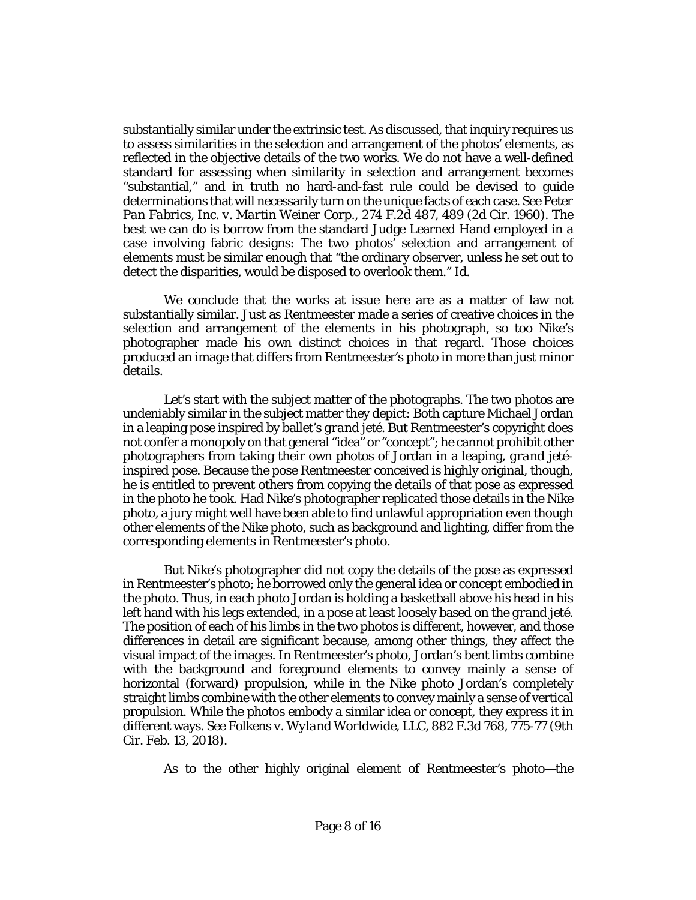substantially similar under the extrinsic test. As discussed, that inquiry requires us to assess similarities in the selection and arrangement of the photos' elements, as reflected in the objective details of the two works. We do not have a well-defined standard for assessing when similarity in selection and arrangement becomes "substantial," and in truth no hard-and-fast rule could be devised to guide determinations that will necessarily turn on the unique facts of each case. See *Peter Pan Fabrics, Inc. v. Martin Weiner Corp.*, 274 F.2d 487, 489 (2d Cir. 1960). The best we can do is borrow from the standard Judge Learned Hand employed in a case involving fabric designs: The two photos' selection and arrangement of elements must be similar enough that "the ordinary observer, unless he set out to detect the disparities, would be disposed to overlook them." *Id.*

We conclude that the works at issue here are as a matter of law not substantially similar. Just as Rentmeester made a series of creative choices in the selection and arrangement of the elements in his photograph, so too Nike's photographer made his own distinct choices in that regard. Those choices produced an image that differs from Rentmeester's photo in more than just minor details.

Let's start with the subject matter of the photographs. The two photos are undeniably similar in the subject matter they depict: Both capture Michael Jordan in a leaping pose inspired by ballet's *grand jeté*. But Rentmeester's copyright does not confer a monopoly on that general "idea" or "concept"; he cannot prohibit other photographers from taking their own photos of Jordan in a leaping, *grand jeté*-inspired pose. Because the pose Rentmeester conceived is highly original, though, he is entitled to prevent others from copying the details of that pose as expressed in the photo he took. Had Nike's photographer replicated those details in the Nike photo, a jury might well have been able to find unlawful appropriation even though other elements of the Nike photo, such as background and lighting, differ from the corresponding elements in Rentmeester's photo.

But Nike's photographer did not copy the details of the pose as expressed in Rentmeester's photo; he borrowed only the general idea or concept embodied in the photo. Thus, in each photo Jordan is holding a basketball above his head in his left hand with his legs extended, in a pose at least loosely based on the *grand jeté*. The position of each of his limbs in the two photos is different, however, and those differences in detail are significant because, among other things, they affect the visual impact of the images. In Rentmeester's photo, Jordan's bent limbs combine with the background and foreground elements to convey mainly a sense of horizontal (forward) propulsion, while in the Nike photo Jordan's completely straight limbs combine with the other elements to convey mainly a sense of vertical propulsion. While the photos embody a similar idea or concept, they express it in different ways. See *Folkens v. Wyland Worldwide, LLC*, 882 F.3d 768, 775-77 (9th Cir. Feb. 13, 2018).

As to the other highly original element of Rentmeester's photo—the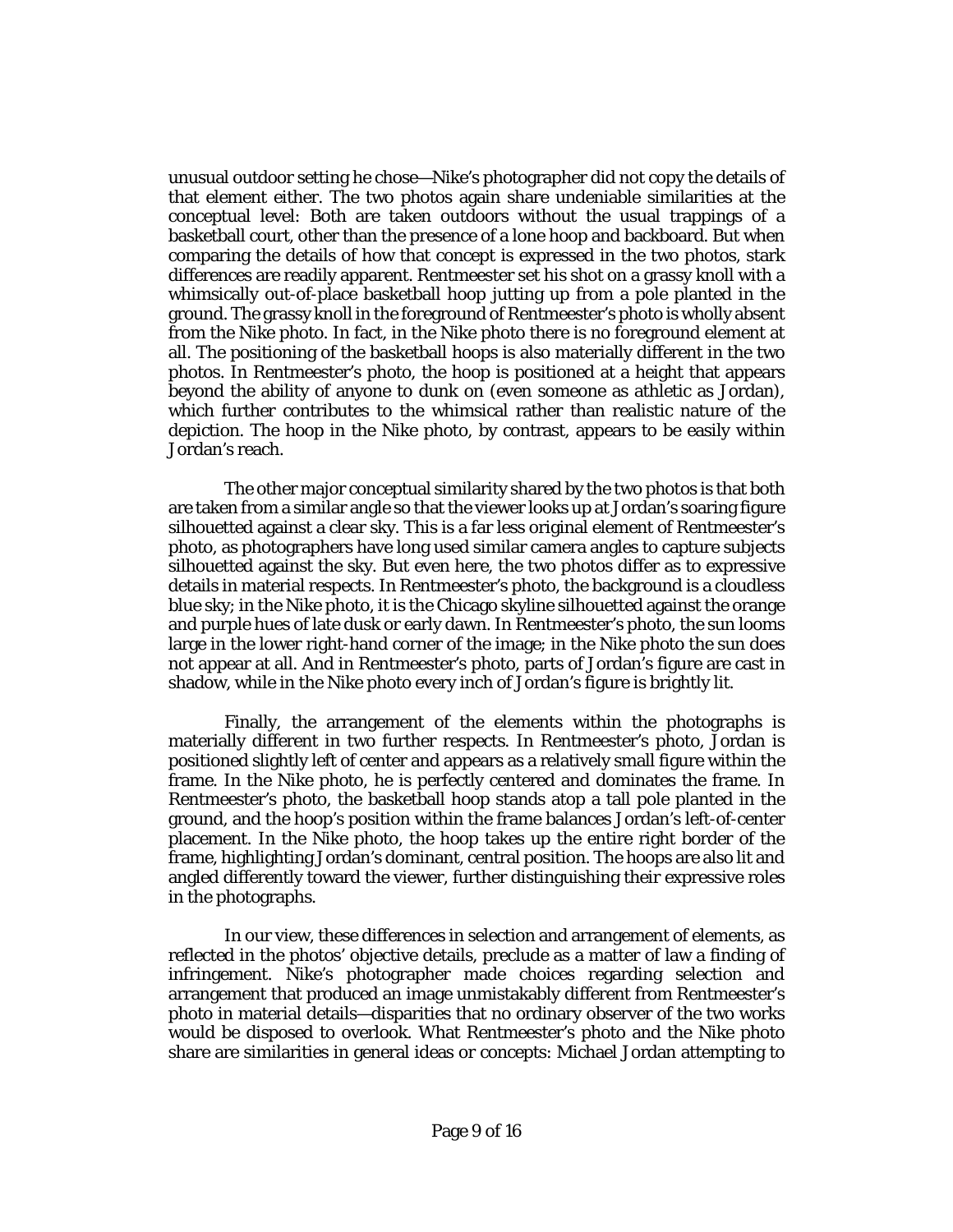unusual outdoor setting he chose—Nike's photographer did not copy the details of that element either. The two photos again share undeniable similarities at the conceptual level: Both are taken outdoors without the usual trappings of a basketball court, other than the presence of a lone hoop and backboard. But when comparing the details of how that concept is expressed in the two photos, stark differences are readily apparent. Rentmeester set his shot on a grassy knoll with a whimsically out-of-place basketball hoop jutting up from a pole planted in the ground. The grassy knoll in the foreground of Rentmeester's photo is wholly absent from the Nike photo. In fact, in the Nike photo there is no foreground element at all. The positioning of the basketball hoops is also materially different in the two photos. In Rentmeester's photo, the hoop is positioned at a height that appears beyond the ability of anyone to dunk on (even someone as athletic as Jordan), which further contributes to the whimsical rather than realistic nature of the depiction. The hoop in the Nike photo, by contrast, appears to be easily within Jordan's reach.

The other major conceptual similarity shared by the two photos is that both are taken from a similar angle so that the viewer looks up at Jordan's soaring figure silhouetted against a clear sky. This is a far less original element of Rentmeester's photo, as photographers have long used similar camera angles to capture subjects silhouetted against the sky. But even here, the two photos differ as to expressive details in material respects. In Rentmeester's photo, the background is a cloudless blue sky; in the Nike photo, it is the Chicago skyline silhouetted against the orange and purple hues of late dusk or early dawn. In Rentmeester's photo, the sun looms large in the lower right-hand corner of the image; in the Nike photo the sun does not appear at all. And in Rentmeester's photo, parts of Jordan's figure are cast in shadow, while in the Nike photo every inch of Jordan's figure is brightly lit.

Finally, the arrangement of the elements within the photographs is materially different in two further respects. In Rentmeester's photo, Jordan is positioned slightly left of center and appears as a relatively small figure within the frame. In the Nike photo, he is perfectly centered and dominates the frame. In Rentmeester's photo, the basketball hoop stands atop a tall pole planted in the ground, and the hoop's position within the frame balances Jordan's left-of-center placement. In the Nike photo, the hoop takes up the entire right border of the frame, highlighting Jordan's dominant, central position. The hoops are also lit and angled differently toward the viewer, further distinguishing their expressive roles in the photographs.

In our view, these differences in selection and arrangement of elements, as reflected in the photos' objective details, preclude as a matter of law a finding of infringement. Nike's photographer made choices regarding selection and arrangement that produced an image unmistakably different from Rentmeester's photo in material details—disparities that no ordinary observer of the two works would be disposed to overlook. What Rentmeester's photo and the Nike photo share are similarities in general ideas or concepts: Michael Jordan attempting to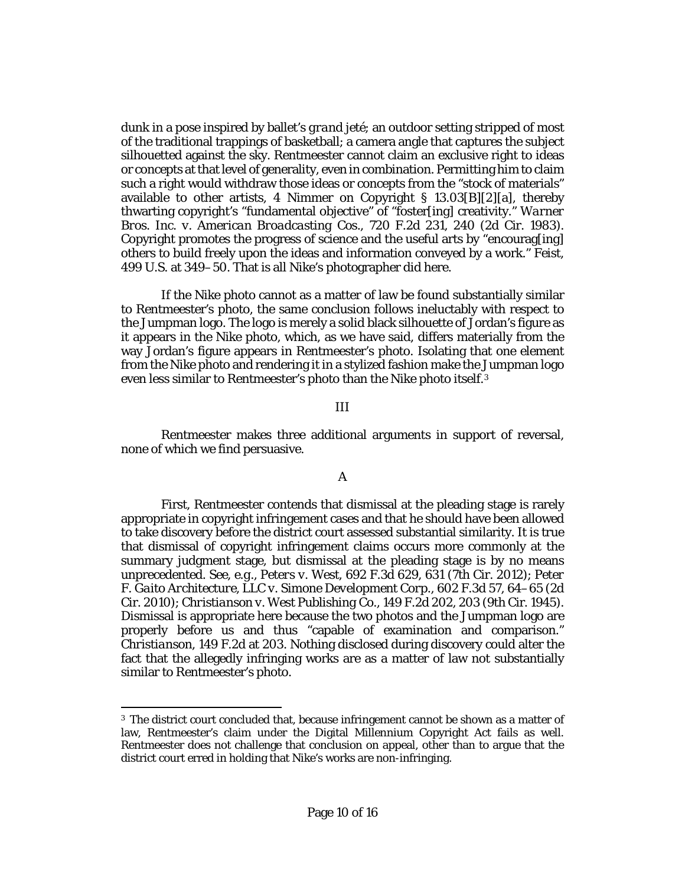dunk in a pose inspired by ballet's *grand jeté*; an outdoor setting stripped of most of the traditional trappings of basketball; a camera angle that captures the subject silhouetted against the sky. Rentmeester cannot claim an exclusive right to ideas or concepts at that level of generality, even in combination. Permitting him to claim such a right would withdraw those ideas or concepts from the "stock of materials" available to other artists, 4 Nimmer on Copyright § 13.03[B][2][a], thereby thwarting copyright's "fundamental objective" of "foster[ing] creativity." *Warner Bros. Inc. v. American Broadcasting Cos.*, 720 F.2d 231, 240 (2d Cir. 1983). Copyright promotes the progress of science and the useful arts by "encourag[ing] others to build freely upon the ideas and information conveyed by a work." *Feist*, 499 U.S. at 349–50. That is all Nike's photographer did here.

If the Nike photo cannot as a matter of law be found substantially similar to Rentmeester's photo, the same conclusion follows ineluctably with respect to the Jumpman logo. The logo is merely a solid black silhouette of Jordan's figure as it appears in the Nike photo, which, as we have said, differs materially from the way Jordan's figure appears in Rentmeester's photo. Isolating that one element from the Nike photo and rendering it in a stylized fashion make the Jumpman logo even less similar to Rentmeester's photo than the Nike photo itself.[3]

## III

Rentmeester makes three additional arguments in support of reversal, none of which we find persuasive.

### A

First, Rentmeester contends that dismissal at the pleading stage is rarely appropriate in copyright infringement cases and that he should have been allowed to take discovery before the district court assessed substantial similarity. It is true that dismissal of copyright infringement claims occurs more commonly at the summary judgment stage, but dismissal at the pleading stage is by no means unprecedented. *See, e.g.*, *Peters v. West*, 692 F.3d 629, 631 (7th Cir. 2012); *Peter F. Gaito Architecture, LLC v. Simone Development Corp.*, 602 F.3d 57, 64–65 (2d Cir. 2010); *Christianson v. West Publishing Co.*, 149 F.2d 202, 203 (9th Cir. 1945). Dismissal is appropriate here because the two photos and the Jumpman logo are properly before us and thus "capable of examination and comparison." *Christianson*, 149 F.2d at 203. Nothing disclosed during discovery could alter the fact that the allegedly infringing works are as a matter of law not substantially similar to Rentmeester's photo.

---

[3] The district court concluded that, because infringement cannot be shown as a matter of law, Rentmeester's claim under the Digital Millennium Copyright Act fails as well. Rentmeester does not challenge that conclusion on appeal, other than to argue that the district court erred in holding that Nike's works are non-infringing.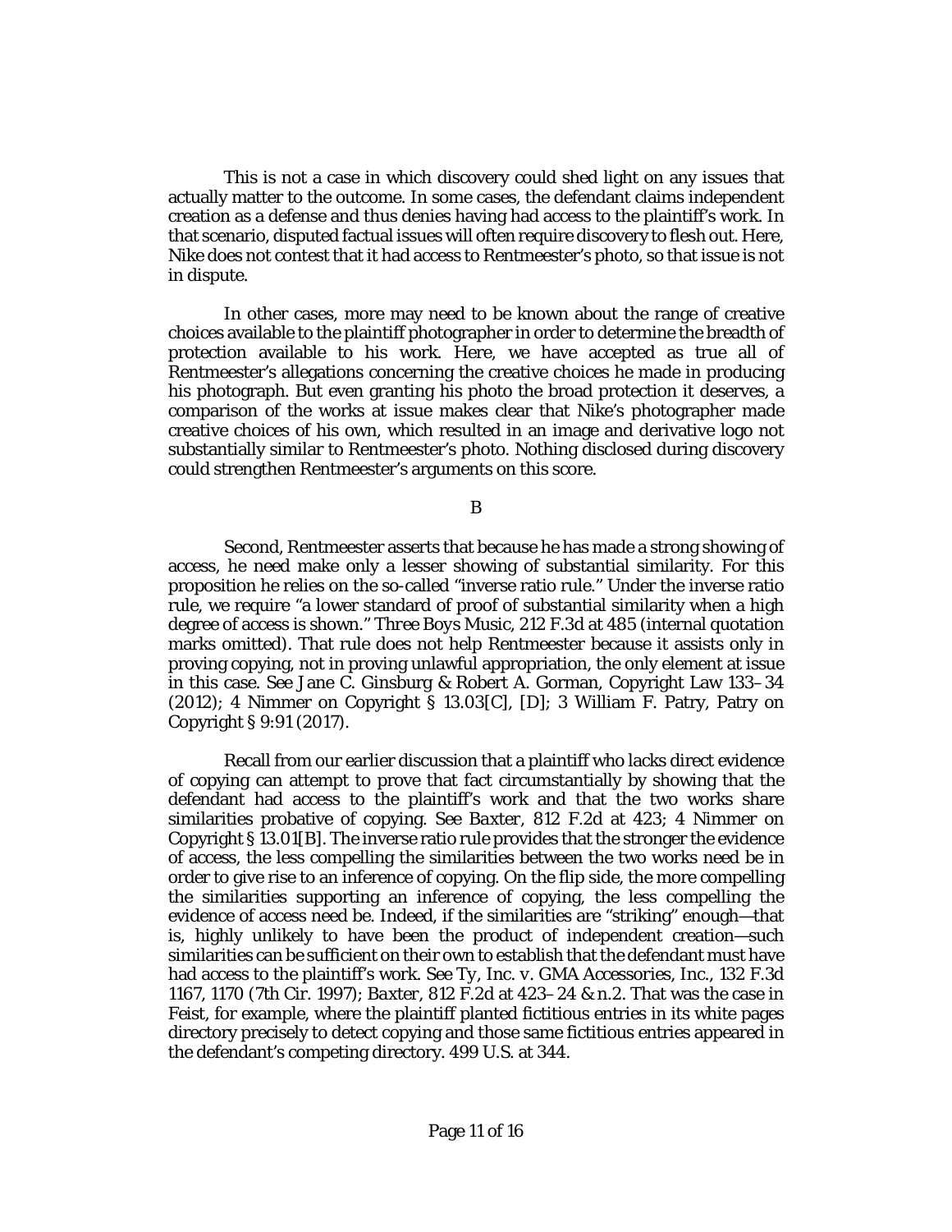This is not a case in which discovery could shed light on any issues that actually matter to the outcome. In some cases, the defendant claims independent creation as a defense and thus denies having had access to the plaintiff's work. In that scenario, disputed factual issues will often require discovery to flesh out. Here, Nike does not contest that it had access to Rentmeester's photo, so that issue is not in dispute.

In other cases, more may need to be known about the range of creative choices available to the plaintiff photographer in order to determine the breadth of protection available to his work. Here, we have accepted as true all of Rentmeester's allegations concerning the creative choices he made in producing his photograph. But even granting his photo the broad protection it deserves, a comparison of the works at issue makes clear that Nike's photographer made creative choices of his own, which resulted in an image and derivative logo not substantially similar to Rentmeester's photo. Nothing disclosed during discovery could strengthen Rentmeester's arguments on this score.

B

Second, Rentmeester asserts that because he has made a strong showing of access, he need make only a lesser showing of substantial similarity. For this proposition he relies on the so-called "inverse ratio rule." Under the inverse ratio rule, we require "a lower standard of proof of substantial similarity when a high degree of access is shown." *Three Boys Music*, 212 F.3d at 485 (internal quotation marks omitted). That rule does not help Rentmeester because it assists only in proving copying, not in proving unlawful appropriation, the only element at issue in this case. *See* Jane C. Ginsburg & Robert A. Gorman, Copyright Law 133–34 (2012); 4 Nimmer on Copyright § 13.03[C], [D]; 3 William F. Patry, Patry on Copyright § 9:91 (2017).

Recall from our earlier discussion that a plaintiff who lacks direct evidence of copying can attempt to prove that fact circumstantially by showing that the defendant had access to the plaintiff's work and that the two works share similarities probative of copying. *See Baxter*, 812 F.2d at 423; 4 Nimmer on Copyright § 13.01[B]. The inverse ratio rule provides that the stronger the evidence of access, the less compelling the similarities between the two works need be in order to give rise to an inference of copying. On the flip side, the more compelling the similarities supporting an inference of copying, the less compelling the evidence of access need be. Indeed, if the similarities are "striking" enough—that is, highly unlikely to have been the product of independent creation—such similarities can be sufficient on their own to establish that the defendant must have had access to the plaintiff's work. *See Ty, Inc. v. GMA Accessories, Inc.*, 132 F.3d 1167, 1170 (7th Cir. 1997); *Baxter*, 812 F.2d at 423–24 & n.2. That was the case in *Feist*, for example, where the plaintiff planted fictitious entries in its white pages directory precisely to detect copying and those same fictitious entries appeared in the defendant's competing directory. 499 U.S. at 344.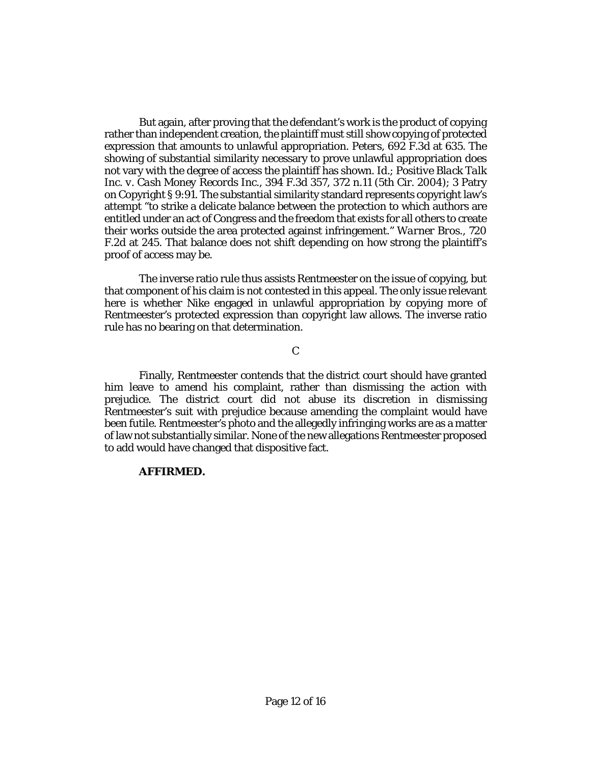But again, after proving that the defendant's work is the product of copying rather than independent creation, the plaintiff must still show copying of protected expression that amounts to unlawful appropriation. *Peters*, 692 F.3d at 635. The showing of substantial similarity necessary to prove unlawful appropriation does not vary with the degree of access the plaintiff has shown. *Id.*; *Positive Black Talk Inc. v. Cash Money Records Inc.*, 394 F.3d 357, 372 n.11 (5th Cir. 2004); 3 Patry on Copyright § 9:91. The substantial similarity standard represents copyright law's attempt "to strike a delicate balance between the protection to which authors are entitled under an act of Congress and the freedom that exists for all others to create their works outside the area protected against infringement." *Warner Bros.*, 720 F.2d at 245. That balance does not shift depending on how strong the plaintiff's proof of access may be.

The inverse ratio rule thus assists Rentmeester on the issue of copying, but that component of his claim is not contested in this appeal. The only issue relevant here is whether Nike engaged in unlawful appropriation by copying more of Rentmeester's protected expression than copyright law allows. The inverse ratio rule has no bearing on that determination.

C

Finally, Rentmeester contends that the district court should have granted him leave to amend his complaint, rather than dismissing the action with prejudice. The district court did not abuse its discretion in dismissing Rentmeester's suit with prejudice because amending the complaint would have been futile. Rentmeester's photo and the allegedly infringing works are as a matter of law not substantially similar. None of the new allegations Rentmeester proposed to add would have changed that dispositive fact.

**AFFIRMED.**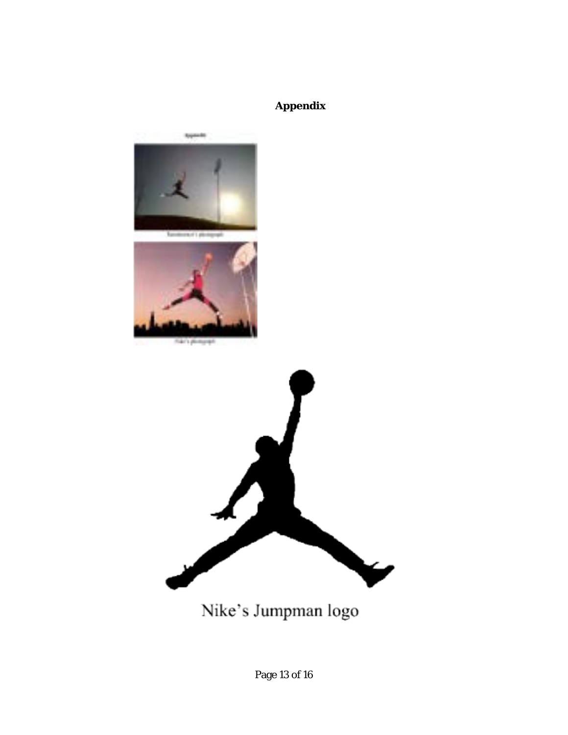**Appendix**

Nike's Jumpman logo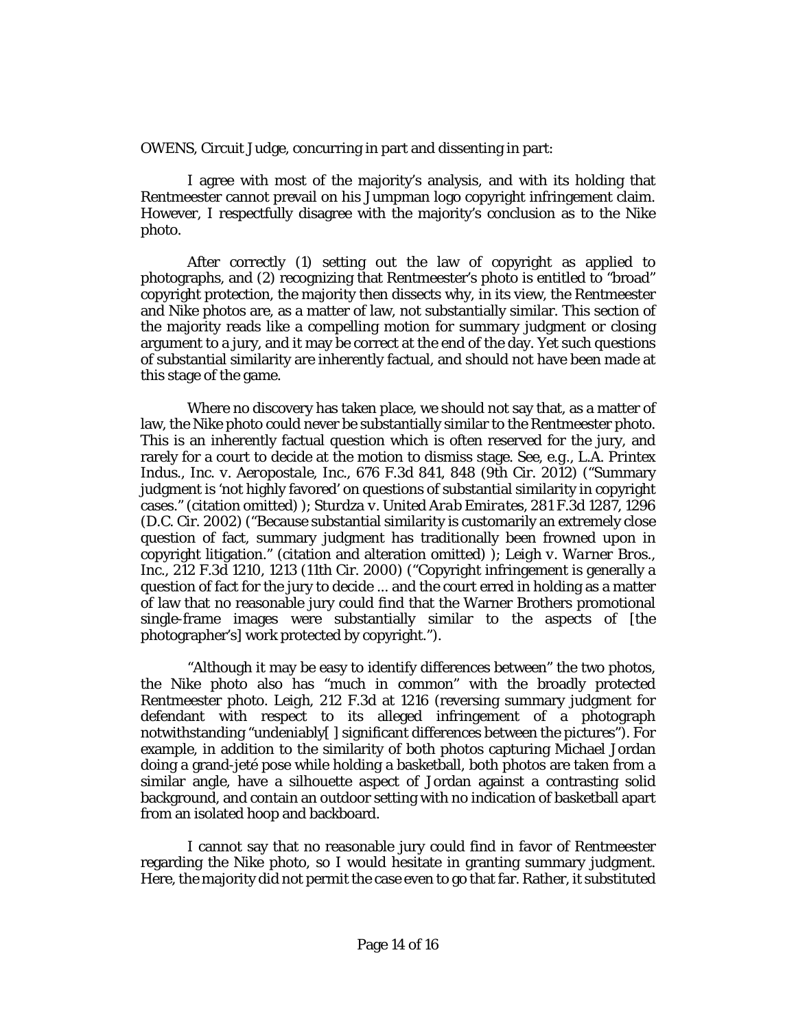OWENS, Circuit Judge, concurring in part and dissenting in part:

I agree with most of the majority's analysis, and with its holding that Rentmeester cannot prevail on his Jumpman logo copyright infringement claim. However, I respectfully disagree with the majority's conclusion as to the Nike photo.

After correctly (1) setting out the law of copyright as applied to photographs, and (2) recognizing that Rentmeester's photo is entitled to "broad" copyright protection, the majority then dissects why, in its view, the Rentmeester and Nike photos are, as a matter of law, not substantially similar. This section of the majority reads like a compelling motion for summary judgment or closing argument to a jury, and it may be correct at the end of the day. Yet such questions of substantial similarity are inherently factual, and should not have been made at this stage of the game.

Where no discovery has taken place, we should not say that, as a matter of law, the Nike photo could never be substantially similar to the Rentmeester photo. This is an inherently factual question which is often reserved for the jury, and rarely for a court to decide at the motion to dismiss stage. *See, e.g.*, *L.A. Printex Indus., Inc. v. Aeropostale, Inc.*, 676 F.3d 841, 848 (9th Cir. 2012) ("Summary judgment is 'not highly favored' on questions of substantial similarity in copyright cases." (citation omitted) ); *Sturdza v. United Arab Emirates*, 281 F.3d 1287, 1296 (D.C. Cir. 2002) ("Because substantial similarity is customarily an extremely close question of fact, summary judgment has traditionally been frowned upon in copyright litigation." (citation and alteration omitted) ); *Leigh v. Warner Bros., Inc.*, 212 F.3d 1210, 1213 (11th Cir. 2000) ("Copyright infringement is generally a question of fact for the jury to decide ... and the court erred in holding as a matter of law that no reasonable jury could find that the Warner Brothers promotional single-frame images were substantially similar to the aspects of [the photographer's] work protected by copyright.").

"Although it may be easy to identify differences between" the two photos, the Nike photo also has "much in common" with the broadly protected Rentmeester photo. *Leigh*, 212 F.3d at 1216 (reversing summary judgment for defendant with respect to its alleged infringement of a photograph notwithstanding "undeniably[ ] significant differences between the pictures"). For example, in addition to the similarity of both photos capturing Michael Jordan doing a grand-jeté pose while holding a basketball, both photos are taken from a similar angle, have a silhouette aspect of Jordan against a contrasting solid background, and contain an outdoor setting with no indication of basketball apart from an isolated hoop and backboard.

I cannot say that no reasonable jury could find in favor of Rentmeester regarding the Nike photo, so I would hesitate in granting summary judgment. Here, the majority did not permit the case even to go that far. Rather, it substituted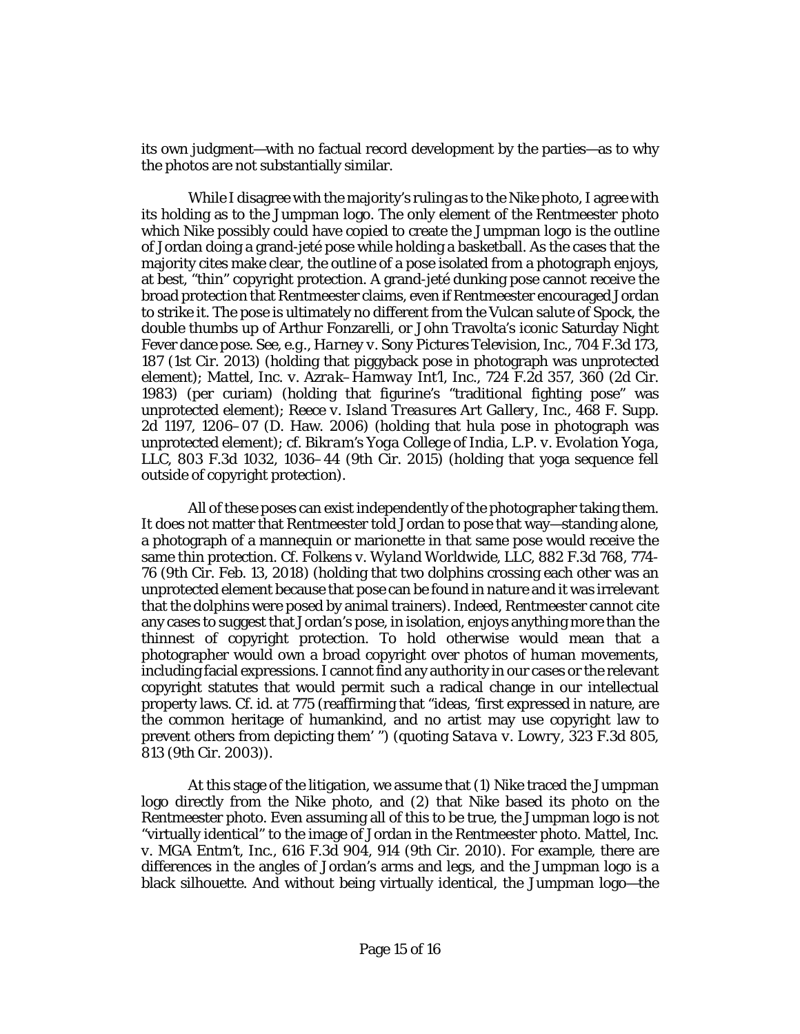its own judgment—with no factual record development by the parties—as to why the photos are not substantially similar.

While I disagree with the majority's ruling as to the Nike photo, I agree with its holding as to the Jumpman logo. The only element of the Rentmeester photo which Nike possibly could have copied to create the Jumpman logo is the outline of Jordan doing a grand-jeté pose while holding a basketball. As the cases that the majority cites make clear, the outline of a pose isolated from a photograph enjoys, at best, "thin" copyright protection. A grand-jeté dunking pose cannot receive the broad protection that Rentmeester claims, even if Rentmeester encouraged Jordan to strike it. The pose is ultimately no different from the Vulcan salute of Spock, the double thumbs up of Arthur Fonzarelli, or John Travolta's iconic Saturday Night Fever dance pose. See, e.g., *Harney v. Sony Pictures Television, Inc.*, 704 F.3d 173, 187 (1st Cir. 2013) (holding that piggyback pose in photograph was unprotected element); *Mattel, Inc. v. Azrak–Hamway Int'l, Inc.*, 724 F.2d 357, 360 (2d Cir. 1983) (per curiam) (holding that figurine's "traditional fighting pose" was unprotected element); *Reece v. Island Treasures Art Gallery, Inc.*, 468 F. Supp. 2d 1197, 1206–07 (D. Haw. 2006) (holding that hula pose in photograph was unprotected element); cf. *Bikram's Yoga College of India, L.P. v. Evolation Yoga, LLC*, 803 F.3d 1032, 1036–44 (9th Cir. 2015) (holding that yoga sequence fell outside of copyright protection).

All of these poses can exist independently of the photographer taking them. It does not matter that Rentmeester told Jordan to pose that way—standing alone, a photograph of a mannequin or marionette in that same pose would receive the same thin protection. Cf. *Folkens v. Wyland Worldwide, LLC*, 882 F.3d 768, 774-76 (9th Cir. Feb. 13, 2018) (holding that two dolphins crossing each other was an unprotected element because that pose can be found in nature and it was irrelevant that the dolphins were posed by animal trainers). Indeed, Rentmeester cannot cite any cases to suggest that Jordan's pose, in isolation, enjoys anything more than the thinnest of copyright protection. To hold otherwise would mean that a photographer would own a broad copyright over photos of human movements, including facial expressions. I cannot find any authority in our cases or the relevant copyright statutes that would permit such a radical change in our intellectual property laws. Cf. *id.* at 775 (reaffirming that "ideas, 'first expressed in nature, are the common heritage of humankind, and no artist may use copyright law to prevent others from depicting them' ") (quoting *Satava v. Lowry*, 323 F.3d 805, 813 (9th Cir. 2003)).

At this stage of the litigation, we assume that (1) Nike traced the Jumpman logo directly from the Nike photo, and (2) that Nike based its photo on the Rentmeester photo. Even assuming all of this to be true, the Jumpman logo is not "virtually identical" to the image of Jordan in the Rentmeester photo. *Mattel, Inc. v. MGA Entm't, Inc.*, 616 F.3d 904, 914 (9th Cir. 2010). For example, there are differences in the angles of Jordan's arms and legs, and the Jumpman logo is a black silhouette. And without being virtually identical, the Jumpman logo—the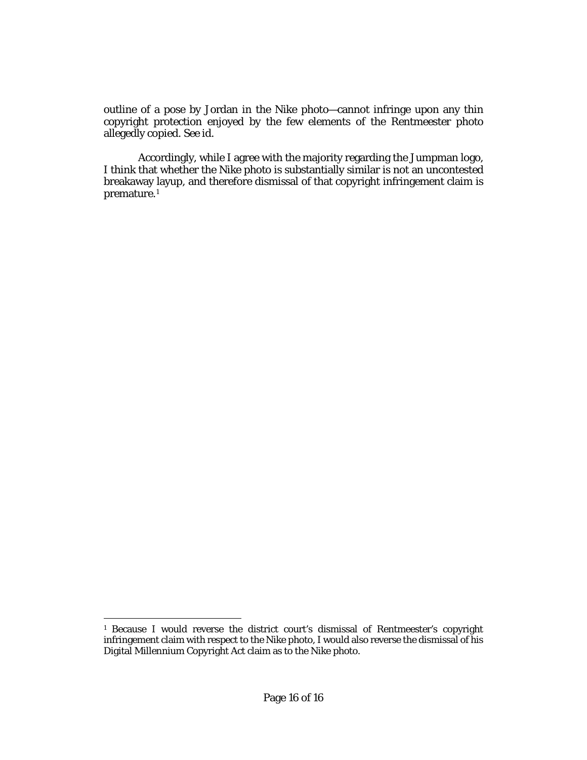outline of a pose by Jordan in the Nike photo—cannot infringe upon any thin copyright protection enjoyed by the few elements of the Rentmeester photo allegedly copied. *See id.*

Accordingly, while I agree with the majority regarding the Jumpman logo, I think that whether the Nike photo is substantially similar is not an uncontested breakaway layup, and therefore dismissal of that copyright infringement claim is premature.[1]

[1] Because I would reverse the district court's dismissal of Rentmeester's copyright infringement claim with respect to the Nike photo, I would also reverse the dismissal of his Digital Millennium Copyright Act claim as to the Nike photo.